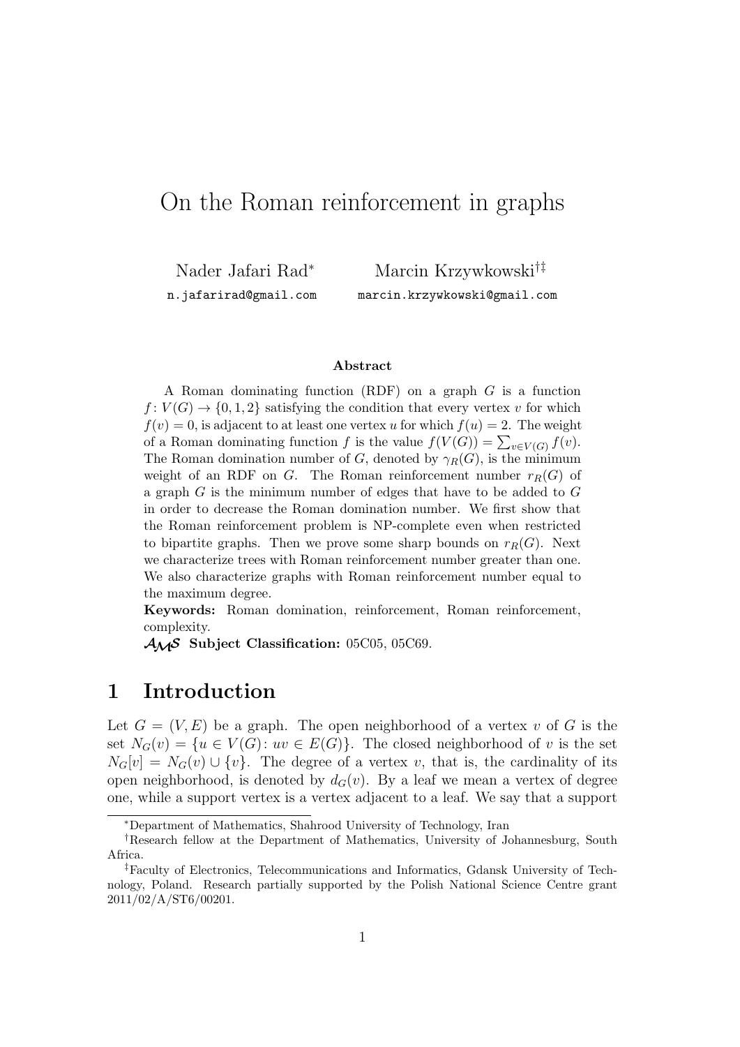# On the Roman reinforcement in graphs

Nader Jafari Rad[*] — n.jafarirad@gmail.com

Marcin Krzywkowski[†‡] — marcin.krzywkowski@gmail.com

### Abstract

A Roman dominating function (RDF) on a graph $G$ is a function $f\colon V(G) \to \{0,1,2\}$ satisfying the condition that every vertex $v$ for which $f(v) = 0$, is adjacent to at least one vertex $u$ for which $f(u) = 2$. The weight of a Roman dominating function $f$ is the value $f(V(G)) = \sum_{v \in V(G)} f(v)$. The Roman domination number of $G$, denoted by $\gamma_R(G)$, is the minimum weight of an RDF on $G$. The Roman reinforcement number $r_R(G)$ of a graph $G$ is the minimum number of edges that have to be added to $G$ in order to decrease the Roman domination number. We first show that the Roman reinforcement problem is NP-complete even when restricted to bipartite graphs. Then we prove some sharp bounds on $r_R(G)$. Next we characterize trees with Roman reinforcement number greater than one. We also characterize graphs with Roman reinforcement number equal to the maximum degree.

**Keywords:** Roman domination, reinforcement, Roman reinforcement, complexity.

**AMS Subject Classification:** 05C05, 05C69.

## 1 Introduction

Let $G = (V, E)$ be a graph. The open neighborhood of a vertex $v$ of $G$ is the set $N_G(v) = \{u \in V(G)\colon uv \in E(G)\}$. The closed neighborhood of $v$ is the set $N_G[v] = N_G(v) \cup \{v\}$. The degree of a vertex $v$, that is, the cardinality of its open neighborhood, is denoted by $d_G(v)$. By a leaf we mean a vertex of degree one, while a support vertex is a vertex adjacent to a leaf. We say that a support

---

[*] Department of Mathematics, Shahrood University of Technology, Iran

[†] Research fellow at the Department of Mathematics, University of Johannesburg, South Africa.

[‡] Faculty of Electronics, Telecommunications and Informatics, Gdansk University of Technology, Poland. Research partially supported by the Polish National Science Centre grant 2011/02/A/ST6/00201.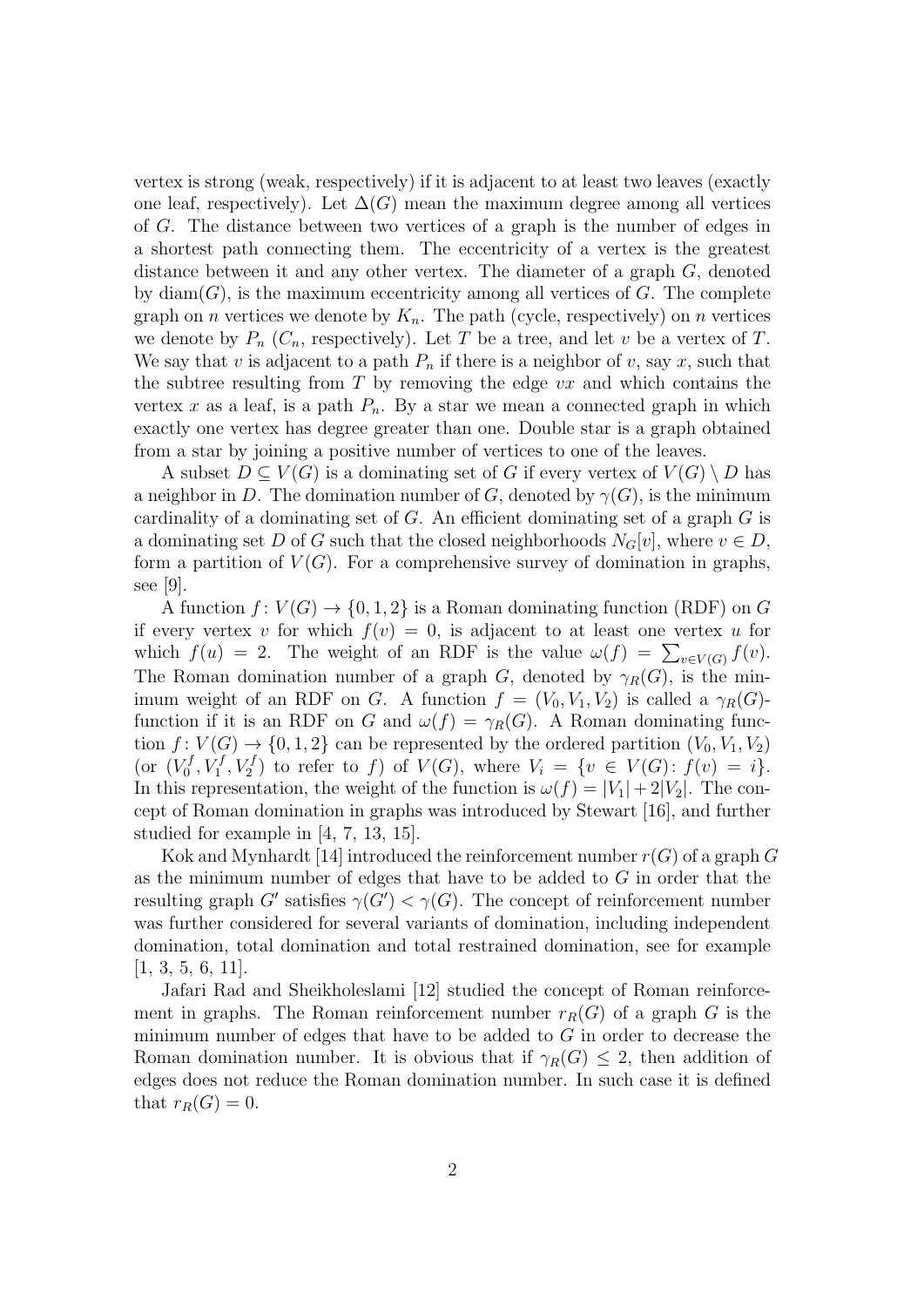vertex is strong (weak, respectively) if it is adjacent to at least two leaves (exactly one leaf, respectively). Let $\Delta(G)$ mean the maximum degree among all vertices of $G$. The distance between two vertices of a graph is the number of edges in a shortest path connecting them. The eccentricity of a vertex is the greatest distance between it and any other vertex. The diameter of a graph $G$, denoted by $\text{diam}(G)$, is the maximum eccentricity among all vertices of $G$. The complete graph on $n$ vertices we denote by $K_n$. The path (cycle, respectively) on $n$ vertices we denote by $P_n$ ($C_n$, respectively). Let $T$ be a tree, and let $v$ be a vertex of $T$. We say that $v$ is adjacent to a path $P_n$ if there is a neighbor of $v$, say $x$, such that the subtree resulting from $T$ by removing the edge $vx$ and which contains the vertex $x$ as a leaf, is a path $P_n$. By a star we mean a connected graph in which exactly one vertex has degree greater than one. Double star is a graph obtained from a star by joining a positive number of vertices to one of the leaves.

A subset $D \subseteq V(G)$ is a dominating set of $G$ if every vertex of $V(G) \setminus D$ has a neighbor in $D$. The domination number of $G$, denoted by $\gamma(G)$, is the minimum cardinality of a dominating set of $G$. An efficient dominating set of a graph $G$ is a dominating set $D$ of $G$ such that the closed neighborhoods $N_G[v]$, where $v \in D$, form a partition of $V(G)$. For a comprehensive survey of domination in graphs, see [9].

A function $f: V(G) \to \{0, 1, 2\}$ is a Roman dominating function (RDF) on $G$ if every vertex $v$ for which $f(v) = 0$, is adjacent to at least one vertex $u$ for which $f(u) = 2$. The weight of an RDF is the value $\omega(f) = \sum_{v \in V(G)} f(v)$. The Roman domination number of a graph $G$, denoted by $\gamma_R(G)$, is the minimum weight of an RDF on $G$. A function $f = (V_0, V_1, V_2)$ is called a $\gamma_R(G)$-function if it is an RDF on $G$ and $\omega(f) = \gamma_R(G)$. A Roman dominating function $f: V(G) \to \{0, 1, 2\}$ can be represented by the ordered partition $(V_0, V_1, V_2)$ (or $(V_0^f, V_1^f, V_2^f)$ to refer to $f$) of $V(G)$, where $V_i = \{v \in V(G) \colon f(v) = i\}$. In this representation, the weight of the function is $\omega(f) = |V_1| + 2|V_2|$. The concept of Roman domination in graphs was introduced by Stewart [16], and further studied for example in [4, 7, 13, 15].

Kok and Mynhardt [14] introduced the reinforcement number $r(G)$ of a graph $G$ as the minimum number of edges that have to be added to $G$ in order that the resulting graph $G'$ satisfies $\gamma(G') < \gamma(G)$. The concept of reinforcement number was further considered for several variants of domination, including independent domination, total domination and total restrained domination, see for example [1, 3, 5, 6, 11].

Jafari Rad and Sheikholeslami [12] studied the concept of Roman reinforcement in graphs. The Roman reinforcement number $r_R(G)$ of a graph $G$ is the minimum number of edges that have to be added to $G$ in order to decrease the Roman domination number. It is obvious that if $\gamma_R(G) \leq 2$, then addition of edges does not reduce the Roman domination number. In such case it is defined that $r_R(G) = 0$.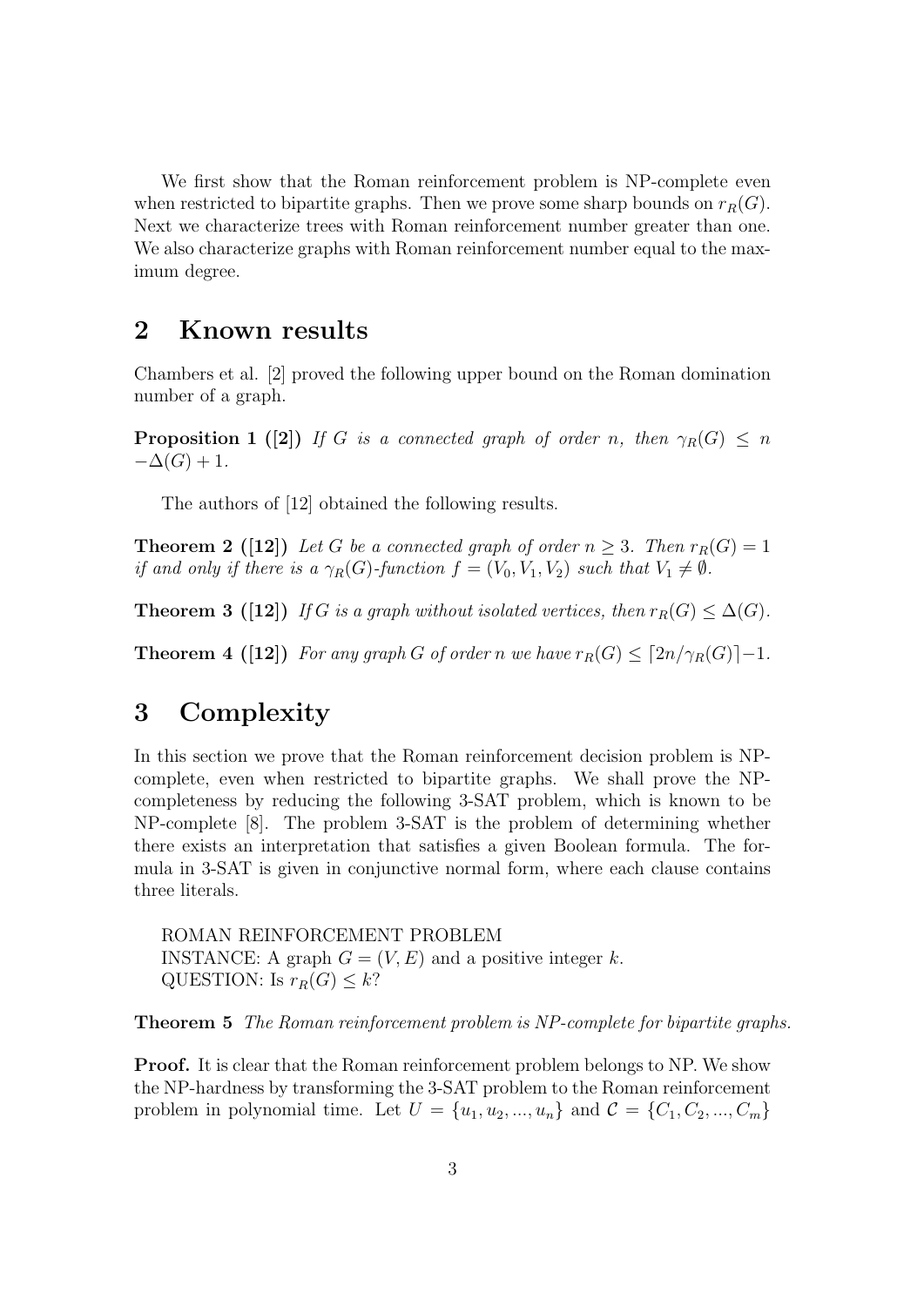We first show that the Roman reinforcement problem is NP-complete even when restricted to bipartite graphs. Then we prove some sharp bounds on $r_R(G)$. Next we characterize trees with Roman reinforcement number greater than one. We also characterize graphs with Roman reinforcement number equal to the maximum degree.

## 2 Known results

Chambers et al. [2] proved the following upper bound on the Roman domination number of a graph.

**Proposition 1 ([2])** *If $G$ is a connected graph of order $n$, then $\gamma_R(G) \leq n - \Delta(G) + 1$.*

The authors of [12] obtained the following results.

**Theorem 2 ([12])** *Let $G$ be a connected graph of order $n \geq 3$. Then $r_R(G) = 1$ if and only if there is a $\gamma_R(G)$-function $f = (V_0, V_1, V_2)$ such that $V_1 \neq \emptyset$.*

**Theorem 3 ([12])** *If $G$ is a graph without isolated vertices, then $r_R(G) \leq \Delta(G)$.*

**Theorem 4 ([12])** *For any graph $G$ of order $n$ we have $r_R(G) \leq \lceil 2n/\gamma_R(G) \rceil - 1$.*

## 3 Complexity

In this section we prove that the Roman reinforcement decision problem is NP-complete, even when restricted to bipartite graphs. We shall prove the NP-completeness by reducing the following 3-SAT problem, which is known to be NP-complete [8]. The problem 3-SAT is the problem of determining whether there exists an interpretation that satisfies a given Boolean formula. The formula in 3-SAT is given in conjunctive normal form, where each clause contains three literals.

ROMAN REINFORCEMENT PROBLEM
INSTANCE: A graph $G = (V, E)$ and a positive integer $k$.
QUESTION: Is $r_R(G) \leq k$?

**Theorem 5** *The Roman reinforcement problem is NP-complete for bipartite graphs.*

**Proof.** It is clear that the Roman reinforcement problem belongs to NP. We show the NP-hardness by transforming the 3-SAT problem to the Roman reinforcement problem in polynomial time. Let $U = \{u_1, u_2, ..., u_n\}$ and $\mathcal{C} = \{C_1, C_2, ..., C_m\}$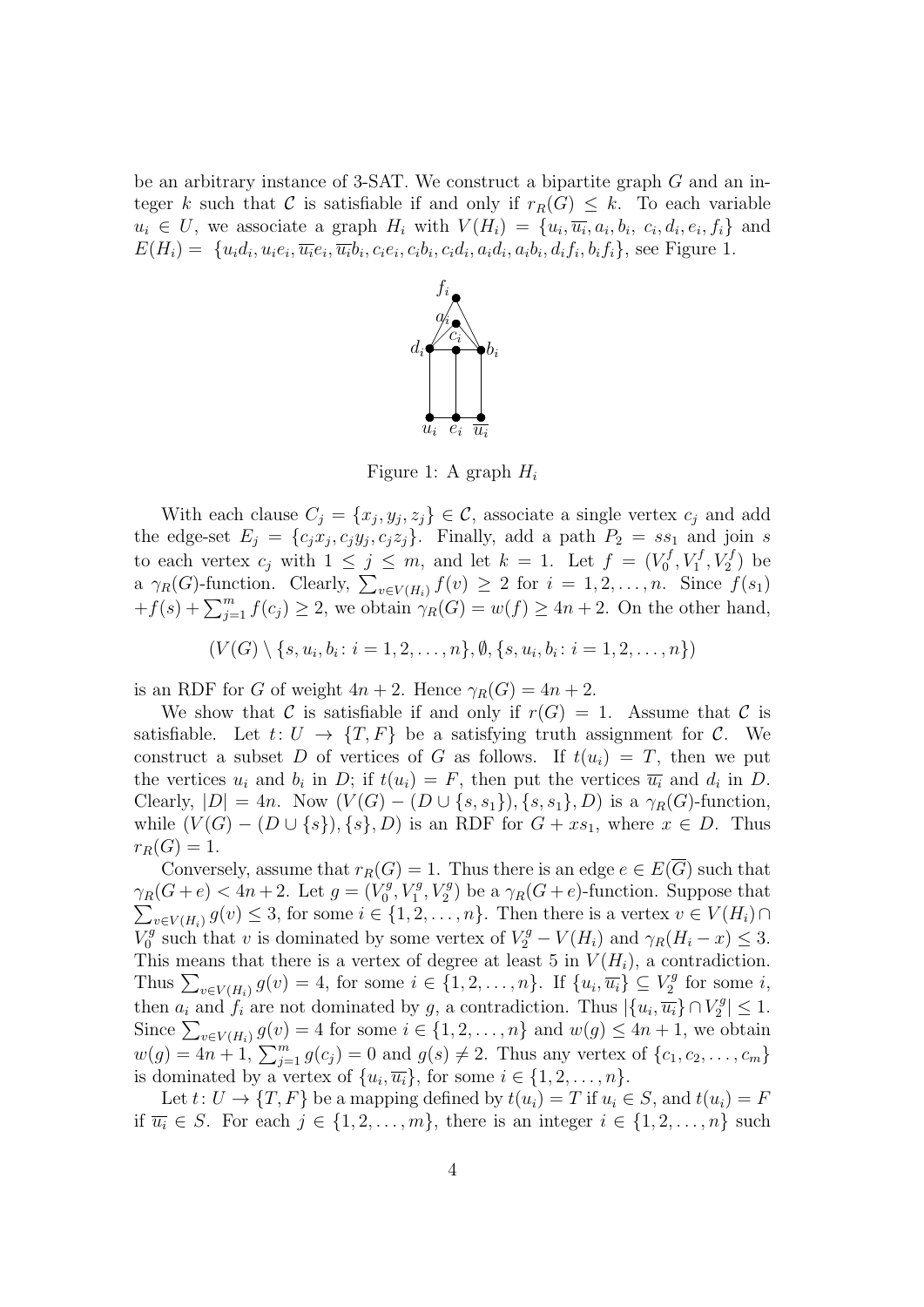be an arbitrary instance of 3-SAT. We construct a bipartite graph $G$ and an integer $k$ such that $\mathcal{C}$ is satisfiable if and only if $r_R(G) \leq k$. To each variable $u_i \in U$, we associate a graph $H_i$ with $V(H_i) = \{u_i, \overline{u_i}, a_i, b_i, c_i, d_i, e_i, f_i\}$ and $E(H_i) = \{u_id_i, u_ie_i, \overline{u_i}e_i, \overline{u_i}b_i, c_ie_i, c_ib_i, c_id_i, a_id_i, a_ib_i, d_if_i, b_if_i\}$, see Figure 1.

Figure 1: A graph $H_i$

With each clause $C_j = \{x_j, y_j, z_j\} \in \mathcal{C}$, associate a single vertex $c_j$ and add the edge-set $E_j = \{c_jx_j, c_jy_j, c_jz_j\}$. Finally, add a path $P_2 = ss_1$ and join $s$ to each vertex $c_j$ with $1 \leq j \leq m$, and let $k = 1$. Let $f = (V_0^f, V_1^f, V_2^f)$ be a $\gamma_R(G)$-function. Clearly, $\sum_{v \in V(H_i)} f(v) \geq 2$ for $i = 1, 2, \ldots, n$. Since $f(s_1) + f(s) + \sum_{j=1}^m f(c_j) \geq 2$, we obtain $\gamma_R(G) = w(f) \geq 4n + 2$. On the other hand,

$$(V(G) \setminus \{s, u_i, b_i : i = 1, 2, \ldots, n\}, \emptyset, \{s, u_i, b_i : i = 1, 2, \ldots, n\})$$

is an RDF for $G$ of weight $4n + 2$. Hence $\gamma_R(G) = 4n + 2$.

We show that $\mathcal{C}$ is satisfiable if and only if $r(G) = 1$. Assume that $\mathcal{C}$ is satisfiable. Let $t \colon U \to \{T, F\}$ be a satisfying truth assignment for $\mathcal{C}$. We construct a subset $D$ of vertices of $G$ as follows. If $t(u_i) = T$, then we put the vertices $u_i$ and $b_i$ in $D$; if $t(u_i) = F$, then put the vertices $\overline{u_i}$ and $d_i$ in $D$. Clearly, $|D| = 4n$. Now $(V(G) - (D \cup \{s, s_1\}), \{s, s_1\}, D)$ is a $\gamma_R(G)$-function, while $(V(G) - (D \cup \{s\}), \{s\}, D)$ is an RDF for $G + xs_1$, where $x \in D$. Thus $r_R(G) = 1$.

Conversely, assume that $r_R(G) = 1$. Thus there is an edge $e \in E(\overline{G})$ such that $\gamma_R(G + e) < 4n + 2$. Let $g = (V_0^g, V_1^g, V_2^g)$ be a $\gamma_R(G + e)$-function. Suppose that $\sum_{v \in V(H_i)} g(v) \leq 3$, for some $i \in \{1, 2, \ldots, n\}$. Then there is a vertex $v \in V(H_i) \cap V_0^g$ such that $v$ is dominated by some vertex of $V_2^g - V(H_i)$ and $\gamma_R(H_i - x) \leq 3$. This means that there is a vertex of degree at least 5 in $V(H_i)$, a contradiction. Thus $\sum_{v \in V(H_i)} g(v) = 4$, for some $i \in \{1, 2, \ldots, n\}$. If $\{u_i, \overline{u_i}\} \subseteq V_2^g$ for some $i$, then $a_i$ and $f_i$ are not dominated by $g$, a contradiction. Thus $|\{u_i, \overline{u_i}\} \cap V_2^g| \leq 1$. Since $\sum_{v \in V(H_i)} g(v) = 4$ for some $i \in \{1, 2, \ldots, n\}$ and $w(g) \leq 4n + 1$, we obtain $w(g) = 4n + 1$, $\sum_{j=1}^m g(c_j) = 0$ and $g(s) \neq 2$. Thus any vertex of $\{c_1, c_2, \ldots, c_m\}$ is dominated by a vertex of $\{u_i, \overline{u_i}\}$, for some $i \in \{1, 2, \ldots, n\}$.

Let $t \colon U \to \{T, F\}$ be a mapping defined by $t(u_i) = T$ if $u_i \in S$, and $t(u_i) = F$ if $\overline{u_i} \in S$. For each $j \in \{1, 2, \ldots, m\}$, there is an integer $i \in \{1, 2, \ldots, n\}$ such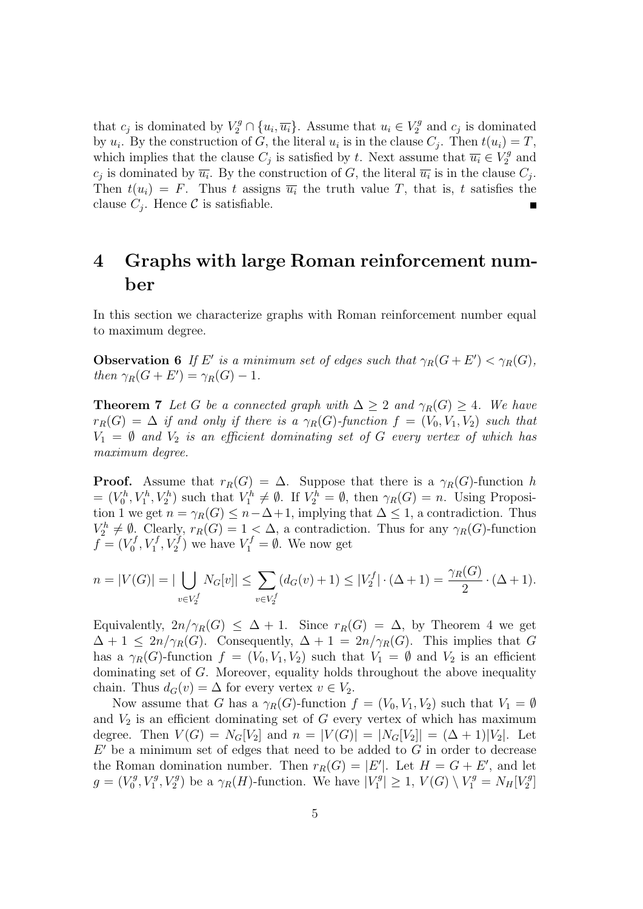that $c_j$ is dominated by $V_2^g \cap \{u_i, \overline{u_i}\}$. Assume that $u_i \in V_2^g$ and $c_j$ is dominated by $u_i$. By the construction of $G$, the literal $u_i$ is in the clause $C_j$. Then $t(u_i) = T$, which implies that the clause $C_j$ is satisfied by $t$. Next assume that $\overline{u_i} \in V_2^g$ and $c_j$ is dominated by $\overline{u_i}$. By the construction of $G$, the literal $\overline{u_i}$ is in the clause $C_j$. Then $t(u_i) = F$. Thus $t$ assigns $\overline{u_i}$ the truth value $T$, that is, $t$ satisfies the clause $C_j$. Hence $\mathcal{C}$ is satisfiable. ∎

# 4 Graphs with large Roman reinforcement number

In this section we characterize graphs with Roman reinforcement number equal to maximum degree.

**Observation 6** *If $E'$ is a minimum set of edges such that $\gamma_R(G + E') < \gamma_R(G)$, then $\gamma_R(G + E') = \gamma_R(G) - 1$.*

**Theorem 7** *Let $G$ be a connected graph with $\Delta \geq 2$ and $\gamma_R(G) \geq 4$. We have $r_R(G) = \Delta$ if and only if there is a $\gamma_R(G)$-function $f = (V_0, V_1, V_2)$ such that $V_1 = \emptyset$ and $V_2$ is an efficient dominating set of $G$ every vertex of which has maximum degree.*

**Proof.** Assume that $r_R(G) = \Delta$. Suppose that there is a $\gamma_R(G)$-function $h = (V_0^h, V_1^h, V_2^h)$ such that $V_1^h \neq \emptyset$. If $V_2^h = \emptyset$, then $\gamma_R(G) = n$. Using Proposition 1 we get $n = \gamma_R(G) \leq n - \Delta + 1$, implying that $\Delta \leq 1$, a contradiction. Thus $V_2^h \neq \emptyset$. Clearly, $r_R(G) = 1 < \Delta$, a contradiction. Thus for any $\gamma_R(G)$-function $f = (V_0^f, V_1^f, V_2^f)$ we have $V_1^f = \emptyset$. We now get

$$n = |V(G)| = |\bigcup_{v \in V_2^f} N_G[v]| \leq \sum_{v \in V_2^f} (d_G(v) + 1) \leq |V_2^f| \cdot (\Delta + 1) = \frac{\gamma_R(G)}{2} \cdot (\Delta + 1).$$

Equivalently, $2n/\gamma_R(G) \leq \Delta + 1$. Since $r_R(G) = \Delta$, by Theorem 4 we get $\Delta + 1 \leq 2n/\gamma_R(G)$. Consequently, $\Delta + 1 = 2n/\gamma_R(G)$. This implies that $G$ has a $\gamma_R(G)$-function $f = (V_0, V_1, V_2)$ such that $V_1 = \emptyset$ and $V_2$ is an efficient dominating set of $G$. Moreover, equality holds throughout the above inequality chain. Thus $d_G(v) = \Delta$ for every vertex $v \in V_2$.

Now assume that $G$ has a $\gamma_R(G)$-function $f = (V_0, V_1, V_2)$ such that $V_1 = \emptyset$ and $V_2$ is an efficient dominating set of $G$ every vertex of which has maximum degree. Then $V(G) = N_G[V_2]$ and $n = |V(G)| = |N_G[V_2]| = (\Delta + 1)|V_2|$. Let $E'$ be a minimum set of edges that need to be added to $G$ in order to decrease the Roman domination number. Then $r_R(G) = |E'|$. Let $H = G + E'$, and let $g = (V_0^g, V_1^g, V_2^g)$ be a $\gamma_R(H)$-function. We have $|V_1^g| \geq 1$, $V(G) \setminus V_1^g = N_H[V_2^g]$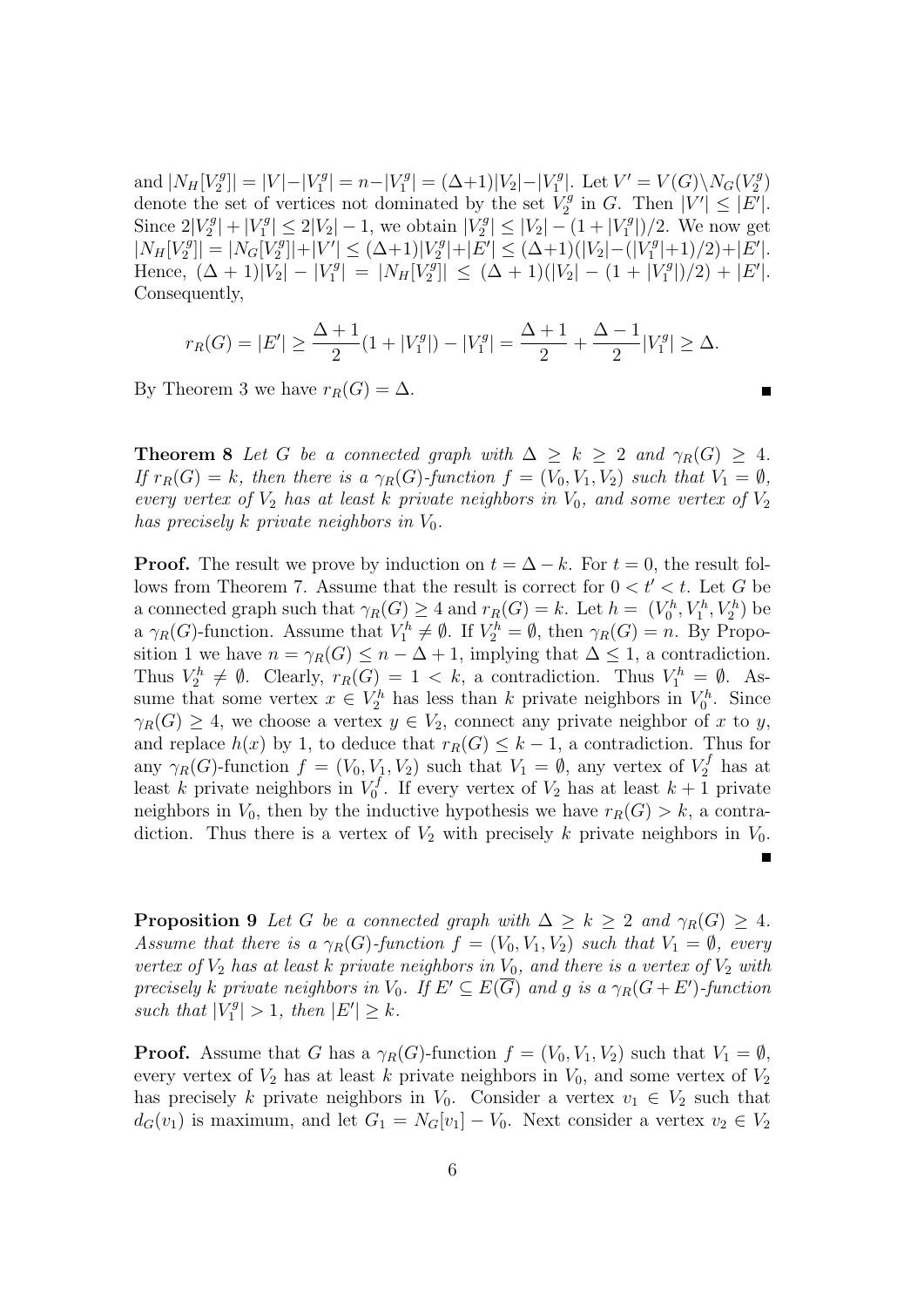and $|N_H[V_2^g]| = |V| - |V_1^g| = n - |V_1^g| = (\Delta+1)|V_2| - |V_1^g|$. Let $V' = V(G) \setminus N_G(V_2^g)$ denote the set of vertices not dominated by the set $V_2^g$ in $G$. Then $|V'| \le |E'|$. Since $2|V_2^g| + |V_1^g| \le 2|V_2| - 1$, we obtain $|V_2^g| \le |V_2| - (1 + |V_1^g|)/2$. We now get $|N_H[V_2^g]| = |N_G[V_2^g]| + |V'| \le (\Delta+1)|V_2^g| + |E'| \le (\Delta+1)(|V_2| - (|V_1^g|+1)/2) + |E'|$. Hence, $(\Delta + 1)|V_2| - |V_1^g| = |N_H[V_2^g]| \le (\Delta + 1)(|V_2| - (1 + |V_1^g|)/2) + |E'|$. Consequently,

$$r_R(G) = |E'| \ge \frac{\Delta+1}{2}(1 + |V_1^g|) - |V_1^g| = \frac{\Delta+1}{2} + \frac{\Delta-1}{2}|V_1^g| \ge \Delta.$$

By Theorem 3 we have $r_R(G) = \Delta$. ■

**Theorem 8** *Let $G$ be a connected graph with $\Delta \ge k \ge 2$ and $\gamma_R(G) \ge 4$. If $r_R(G) = k$, then there is a $\gamma_R(G)$-function $f = (V_0, V_1, V_2)$ such that $V_1 = \emptyset$, every vertex of $V_2$ has at least $k$ private neighbors in $V_0$, and some vertex of $V_2$ has precisely $k$ private neighbors in $V_0$.*

**Proof.** The result we prove by induction on $t = \Delta - k$. For $t = 0$, the result follows from Theorem 7. Assume that the result is correct for $0 < t' < t$. Let $G$ be a connected graph such that $\gamma_R(G) \ge 4$ and $r_R(G) = k$. Let $h = (V_0^h, V_1^h, V_2^h)$ be a $\gamma_R(G)$-function. Assume that $V_1^h \ne \emptyset$. If $V_2^h = \emptyset$, then $\gamma_R(G) = n$. By Proposition 1 we have $n = \gamma_R(G) \le n - \Delta + 1$, implying that $\Delta \le 1$, a contradiction. Thus $V_2^h \ne \emptyset$. Clearly, $r_R(G) = 1 < k$, a contradiction. Thus $V_1^h = \emptyset$. Assume that some vertex $x \in V_2^h$ has less than $k$ private neighbors in $V_0^h$. Since $\gamma_R(G) \ge 4$, we choose a vertex $y \in V_2$, connect any private neighbor of $x$ to $y$, and replace $h(x)$ by 1, to deduce that $r_R(G) \le k - 1$, a contradiction. Thus for any $\gamma_R(G)$-function $f = (V_0, V_1, V_2)$ such that $V_1 = \emptyset$, any vertex of $V_2^f$ has at least $k$ private neighbors in $V_0^f$. If every vertex of $V_2$ has at least $k + 1$ private neighbors in $V_0$, then by the inductive hypothesis we have $r_R(G) > k$, a contradiction. Thus there is a vertex of $V_2$ with precisely $k$ private neighbors in $V_0$. ■

**Proposition 9** *Let $G$ be a connected graph with $\Delta \ge k \ge 2$ and $\gamma_R(G) \ge 4$. Assume that there is a $\gamma_R(G)$-function $f = (V_0, V_1, V_2)$ such that $V_1 = \emptyset$, every vertex of $V_2$ has at least $k$ private neighbors in $V_0$, and there is a vertex of $V_2$ with precisely $k$ private neighbors in $V_0$. If $E' \subseteq E(\overline{G})$ and $g$ is a $\gamma_R(G + E')$-function such that $|V_1^g| > 1$, then $|E'| \ge k$.*

**Proof.** Assume that $G$ has a $\gamma_R(G)$-function $f = (V_0, V_1, V_2)$ such that $V_1 = \emptyset$, every vertex of $V_2$ has at least $k$ private neighbors in $V_0$, and some vertex of $V_2$ has precisely $k$ private neighbors in $V_0$. Consider a vertex $v_1 \in V_2$ such that $d_G(v_1)$ is maximum, and let $G_1 = N_G[v_1] - V_0$. Next consider a vertex $v_2 \in V_2$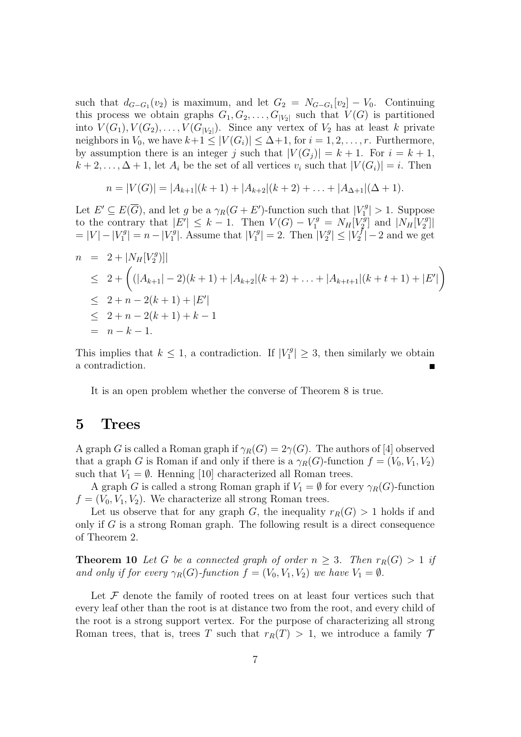such that $d_{G-G_1}(v_2)$ is maximum, and let $G_2 = N_{G-G_1}[v_2] - V_0$. Continuing this process we obtain graphs $G_1, G_2, \ldots, G_{|V_2|}$ such that $V(G)$ is partitioned into $V(G_1), V(G_2), \ldots, V(G_{|V_2|})$. Since any vertex of $V_2$ has at least $k$ private neighbors in $V_0$, we have $k+1 \leq |V(G_i)| \leq \Delta+1$, for $i = 1, 2, \ldots, r$. Furthermore, by assumption there is an integer $j$ such that $|V(G_j)| = k+1$. For $i = k+1$, $k+2, \ldots, \Delta+1$, let $A_i$ be the set of all vertices $v_i$ such that $|V(G_i)| = i$. Then

$$n = |V(G)| = |A_{k+1}|(k+1) + |A_{k+2}|(k+2) + \ldots + |A_{\Delta+1}|(\Delta+1).$$

Let $E' \subseteq E(\overline{G})$, and let $g$ be a $\gamma_R(G+E')$-function such that $|V_1^g| > 1$. Suppose to the contrary that $|E'| \leq k-1$. Then $V(G) - V_1^g = N_H[V_2^g]$ and $|N_H[V_2^g]|$ $= |V| - |V_1^g| = n - |V_1^g|$. Assume that $|V_1^g| = 2$. Then $|V_2^g| \leq |V_2^f| - 2$ and we get

$$\begin{aligned}
n &= 2 + |N_H[V_2^g)]| \\
&\leq 2 + \left( (|A_{k+1}| - 2)(k+1) + |A_{k+2}|(k+2) + \ldots + |A_{k+t+1}|(k+t+1) + |E'| \right) \\
&\leq 2 + n - 2(k+1) + |E'| \\
&\leq 2 + n - 2(k+1) + k - 1 \\
&= n - k - 1.
\end{aligned}$$

This implies that $k \leq 1$, a contradiction. If $|V_1^g| \geq 3$, then similarly we obtain a contradiction. ∎

It is an open problem whether the converse of Theorem 8 is true.

# 5 Trees

A graph $G$ is called a Roman graph if $\gamma_R(G) = 2\gamma(G)$. The authors of [4] observed that a graph $G$ is Roman if and only if there is a $\gamma_R(G)$-function $f = (V_0, V_1, V_2)$ such that $V_1 = \emptyset$. Henning [10] characterized all Roman trees.

A graph $G$ is called a strong Roman graph if $V_1 = \emptyset$ for every $\gamma_R(G)$-function $f = (V_0, V_1, V_2)$. We characterize all strong Roman trees.

Let us observe that for any graph $G$, the inequality $r_R(G) > 1$ holds if and only if $G$ is a strong Roman graph. The following result is a direct consequence of Theorem 2.

**Theorem 10** *Let $G$ be a connected graph of order $n \geq 3$. Then $r_R(G) > 1$ if and only if for every $\gamma_R(G)$-function $f = (V_0, V_1, V_2)$ we have $V_1 = \emptyset$.*

Let $\mathcal{F}$ denote the family of rooted trees on at least four vertices such that every leaf other than the root is at distance two from the root, and every child of the root is a strong support vertex. For the purpose of characterizing all strong Roman trees, that is, trees $T$ such that $r_R(T) > 1$, we introduce a family $\mathcal{T}$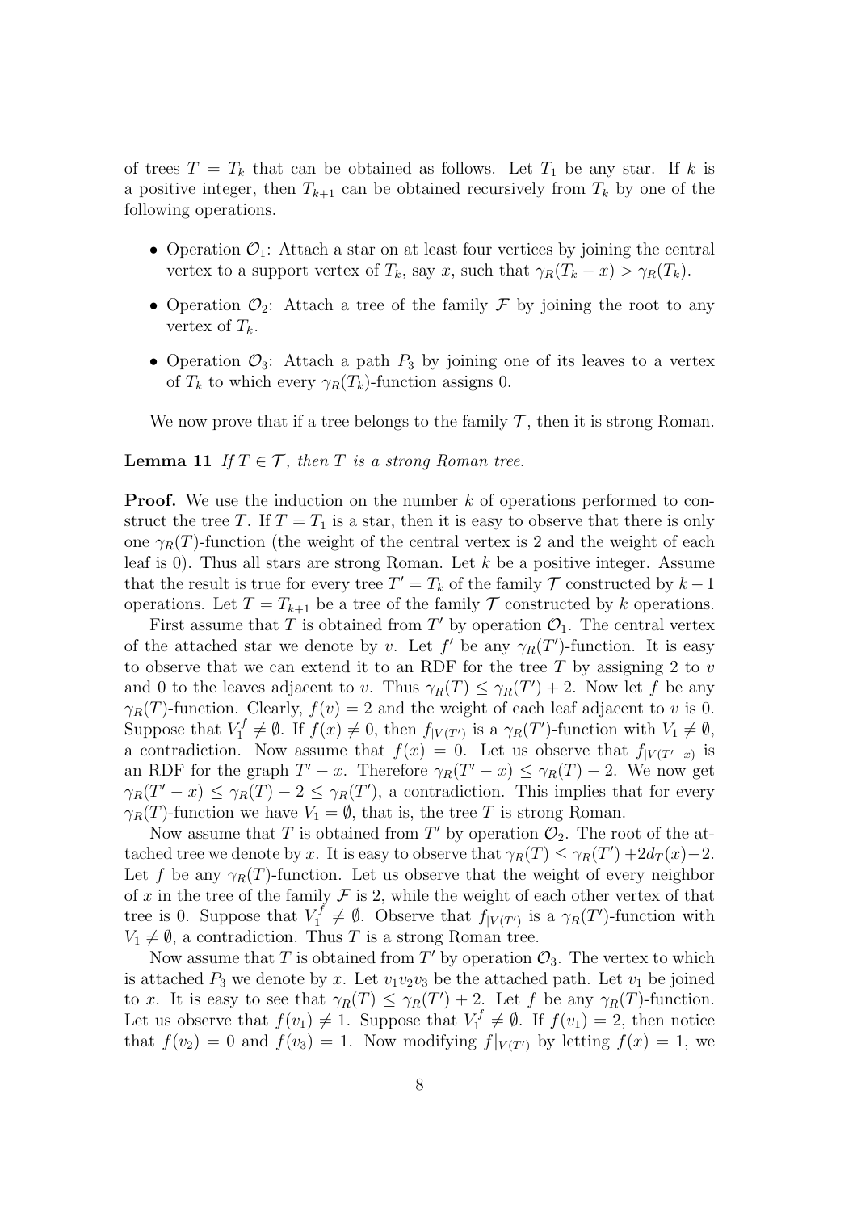of trees $T = T_k$ that can be obtained as follows. Let $T_1$ be any star. If $k$ is a positive integer, then $T_{k+1}$ can be obtained recursively from $T_k$ by one of the following operations.

- Operation $\mathcal{O}_1$: Attach a star on at least four vertices by joining the central vertex to a support vertex of $T_k$, say $x$, such that $\gamma_R(T_k - x) > \gamma_R(T_k)$.
- Operation $\mathcal{O}_2$: Attach a tree of the family $\mathcal{F}$ by joining the root to any vertex of $T_k$.
- Operation $\mathcal{O}_3$: Attach a path $P_3$ by joining one of its leaves to a vertex of $T_k$ to which every $\gamma_R(T_k)$-function assigns 0.

We now prove that if a tree belongs to the family $\mathcal{T}$, then it is strong Roman.

**Lemma 11** *If $T \in \mathcal{T}$, then $T$ is a strong Roman tree.*

**Proof.** We use the induction on the number $k$ of operations performed to construct the tree $T$. If $T = T_1$ is a star, then it is easy to observe that there is only one $\gamma_R(T)$-function (the weight of the central vertex is 2 and the weight of each leaf is 0). Thus all stars are strong Roman. Let $k$ be a positive integer. Assume that the result is true for every tree $T' = T_k$ of the family $\mathcal{T}$ constructed by $k-1$ operations. Let $T = T_{k+1}$ be a tree of the family $\mathcal{T}$ constructed by $k$ operations.

First assume that $T$ is obtained from $T'$ by operation $\mathcal{O}_1$. The central vertex of the attached star we denote by $v$. Let $f'$ be any $\gamma_R(T')$-function. It is easy to observe that we can extend it to an RDF for the tree $T$ by assigning 2 to $v$ and 0 to the leaves adjacent to $v$. Thus $\gamma_R(T) \leq \gamma_R(T') + 2$. Now let $f$ be any $\gamma_R(T)$-function. Clearly, $f(v) = 2$ and the weight of each leaf adjacent to $v$ is 0. Suppose that $V_1^f \neq \emptyset$. If $f(x) \neq 0$, then $f_{|V(T')}$ is a $\gamma_R(T')$-function with $V_1 \neq \emptyset$, a contradiction. Now assume that $f(x) = 0$. Let us observe that $f_{|V(T'-x)}$ is an RDF for the graph $T' - x$. Therefore $\gamma_R(T' - x) \leq \gamma_R(T) - 2$. We now get $\gamma_R(T' - x) \leq \gamma_R(T) - 2 \leq \gamma_R(T')$, a contradiction. This implies that for every $\gamma_R(T)$-function we have $V_1 = \emptyset$, that is, the tree $T$ is strong Roman.

Now assume that $T$ is obtained from $T'$ by operation $\mathcal{O}_2$. The root of the attached tree we denote by $x$. It is easy to observe that $\gamma_R(T) \leq \gamma_R(T') + 2d_T(x) - 2$. Let $f$ be any $\gamma_R(T)$-function. Let us observe that the weight of every neighbor of $x$ in the tree of the family $\mathcal{F}$ is 2, while the weight of each other vertex of that tree is 0. Suppose that $V_1^f \neq \emptyset$. Observe that $f_{|V(T')}$ is a $\gamma_R(T')$-function with $V_1 \neq \emptyset$, a contradiction. Thus $T$ is a strong Roman tree.

Now assume that $T$ is obtained from $T'$ by operation $\mathcal{O}_3$. The vertex to which is attached $P_3$ we denote by $x$. Let $v_1v_2v_3$ be the attached path. Let $v_1$ be joined to $x$. It is easy to see that $\gamma_R(T) \leq \gamma_R(T') + 2$. Let $f$ be any $\gamma_R(T)$-function. Let us observe that $f(v_1) \neq 1$. Suppose that $V_1^f \neq \emptyset$. If $f(v_1) = 2$, then notice that $f(v_2) = 0$ and $f(v_3) = 1$. Now modifying $f|_{V(T')}$ by letting $f(x) = 1$, we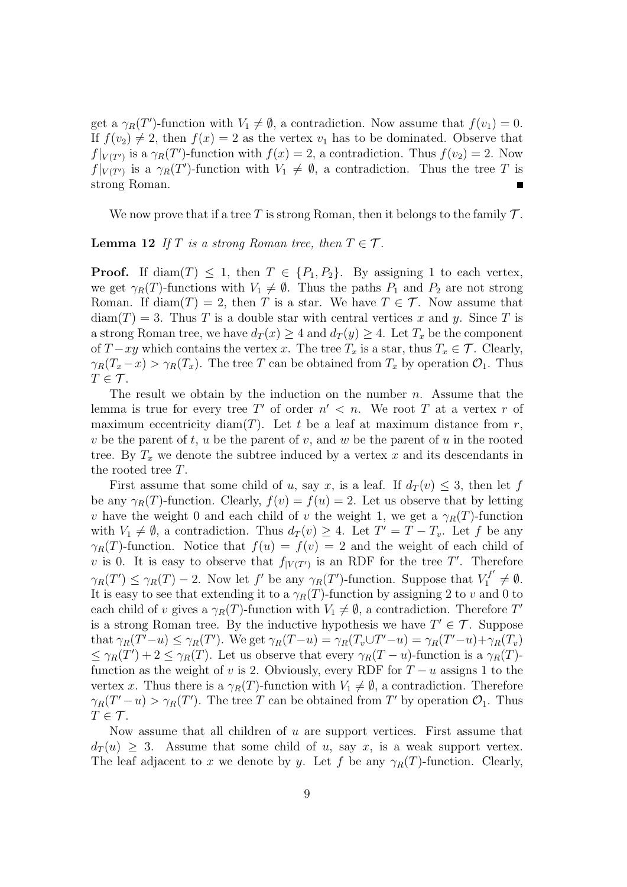get a $\gamma_R(T')$-function with $V_1 \neq \emptyset$, a contradiction. Now assume that $f(v_1) = 0$. If $f(v_2) \neq 2$, then $f(x) = 2$ as the vertex $v_1$ has to be dominated. Observe that $f|_{V(T')}$ is a $\gamma_R(T')$-function with $f(x) = 2$, a contradiction. Thus $f(v_2) = 2$. Now $f|_{V(T')}$ is a $\gamma_R(T')$-function with $V_1 \neq \emptyset$, a contradiction. Thus the tree $T$ is strong Roman. ∎

We now prove that if a tree $T$ is strong Roman, then it belongs to the family $\mathcal{T}$.

**Lemma 12** *If $T$ is a strong Roman tree, then $T \in \mathcal{T}$.*

**Proof.** If $\text{diam}(T) \leq 1$, then $T \in \{P_1, P_2\}$. By assigning 1 to each vertex, we get $\gamma_R(T)$-functions with $V_1 \neq \emptyset$. Thus the paths $P_1$ and $P_2$ are not strong Roman. If $\text{diam}(T) = 2$, then $T$ is a star. We have $T \in \mathcal{T}$. Now assume that $\text{diam}(T) = 3$. Thus $T$ is a double star with central vertices $x$ and $y$. Since $T$ is a strong Roman tree, we have $d_T(x) \geq 4$ and $d_T(y) \geq 4$. Let $T_x$ be the component of $T - xy$ which contains the vertex $x$. The tree $T_x$ is a star, thus $T_x \in \mathcal{T}$. Clearly, $\gamma_R(T_x - x) > \gamma_R(T_x)$. The tree $T$ can be obtained from $T_x$ by operation $\mathcal{O}_1$. Thus $T \in \mathcal{T}$.

The result we obtain by the induction on the number $n$. Assume that the lemma is true for every tree $T'$ of order $n' < n$. We root $T$ at a vertex $r$ of maximum eccentricity $\text{diam}(T)$. Let $t$ be a leaf at maximum distance from $r$, $v$ be the parent of $t$, $u$ be the parent of $v$, and $w$ be the parent of $u$ in the rooted tree. By $T_x$ we denote the subtree induced by a vertex $x$ and its descendants in the rooted tree $T$.

First assume that some child of $u$, say $x$, is a leaf. If $d_T(v) \leq 3$, then let $f$ be any $\gamma_R(T)$-function. Clearly, $f(v) = f(u) = 2$. Let us observe that by letting $v$ have the weight 0 and each child of $v$ the weight 1, we get a $\gamma_R(T)$-function with $V_1 \neq \emptyset$, a contradiction. Thus $d_T(v) \geq 4$. Let $T' = T - T_v$. Let $f$ be any $\gamma_R(T)$-function. Notice that $f(u) = f(v) = 2$ and the weight of each child of $v$ is 0. It is easy to observe that $f_{|V(T')}$ is an RDF for the tree $T'$. Therefore $\gamma_R(T') \leq \gamma_R(T) - 2$. Now let $f'$ be any $\gamma_R(T')$-function. Suppose that $V_1^{f'} \neq \emptyset$. It is easy to see that extending it to a $\gamma_R(T)$-function by assigning 2 to $v$ and 0 to each child of $v$ gives a $\gamma_R(T)$-function with $V_1 \neq \emptyset$, a contradiction. Therefore $T'$ is a strong Roman tree. By the inductive hypothesis we have $T' \in \mathcal{T}$. Suppose that $\gamma_R(T' - u) \leq \gamma_R(T')$. We get $\gamma_R(T - u) = \gamma_R(T_v \cup T' - u) = \gamma_R(T' - u) + \gamma_R(T_v)$ $\leq \gamma_R(T') + 2 \leq \gamma_R(T)$. Let us observe that every $\gamma_R(T - u)$-function is a $\gamma_R(T)$-function as the weight of $v$ is 2. Obviously, every RDF for $T - u$ assigns 1 to the vertex $x$. Thus there is a $\gamma_R(T)$-function with $V_1 \neq \emptyset$, a contradiction. Therefore $\gamma_R(T' - u) > \gamma_R(T')$. The tree $T$ can be obtained from $T'$ by operation $\mathcal{O}_1$. Thus $T \in \mathcal{T}$.

Now assume that all children of $u$ are support vertices. First assume that $d_T(u) \geq 3$. Assume that some child of $u$, say $x$, is a weak support vertex. The leaf adjacent to $x$ we denote by $y$. Let $f$ be any $\gamma_R(T)$-function. Clearly,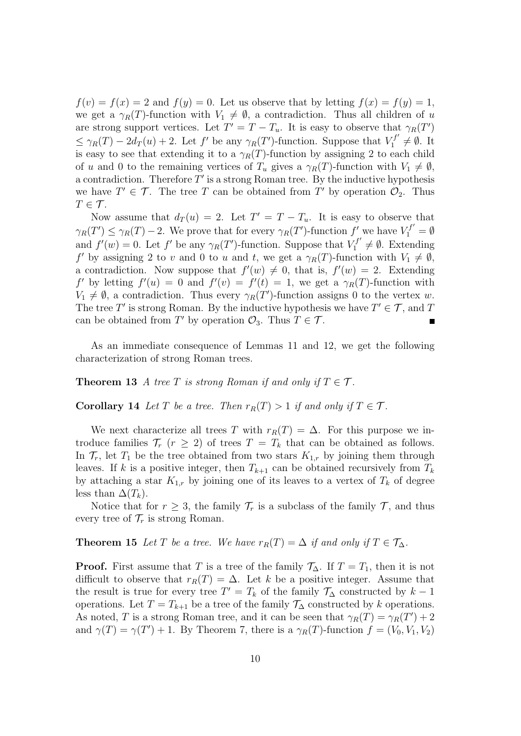$f(v) = f(x) = 2$ and $f(y) = 0$. Let us observe that by letting $f(x) = f(y) = 1$, we get a $\gamma_R(T)$-function with $V_1 \neq \emptyset$, a contradiction. Thus all children of $u$ are strong support vertices. Let $T' = T - T_u$. It is easy to observe that $\gamma_R(T') \leq \gamma_R(T) - 2d_T(u) + 2$. Let $f'$ be any $\gamma_R(T')$-function. Suppose that $V_1^{f'} \neq \emptyset$. It is easy to see that extending it to a $\gamma_R(T)$-function by assigning 2 to each child of $u$ and 0 to the remaining vertices of $T_u$ gives a $\gamma_R(T)$-function with $V_1 \neq \emptyset$, a contradiction. Therefore $T'$ is a strong Roman tree. By the inductive hypothesis we have $T' \in \mathcal{T}$. The tree $T$ can be obtained from $T'$ by operation $\mathcal{O}_2$. Thus $T \in \mathcal{T}$.

Now assume that $d_T(u) = 2$. Let $T' = T - T_u$. It is easy to observe that $\gamma_R(T') \leq \gamma_R(T) - 2$. We prove that for every $\gamma_R(T')$-function $f'$ we have $V_1^{f'} = \emptyset$ and $f'(w) = 0$. Let $f'$ be any $\gamma_R(T')$-function. Suppose that $V_1^{f'} \neq \emptyset$. Extending $f'$ by assigning 2 to $v$ and 0 to $u$ and $t$, we get a $\gamma_R(T)$-function with $V_1 \neq \emptyset$, a contradiction. Now suppose that $f'(w) \neq 0$, that is, $f'(w) = 2$. Extending $f'$ by letting $f'(u) = 0$ and $f'(v) = f'(t) = 1$, we get a $\gamma_R(T)$-function with $V_1 \neq \emptyset$, a contradiction. Thus every $\gamma_R(T')$-function assigns 0 to the vertex $w$. The tree $T'$ is strong Roman. By the inductive hypothesis we have $T' \in \mathcal{T}$, and $T$ can be obtained from $T'$ by operation $\mathcal{O}_3$. Thus $T \in \mathcal{T}$. ∎

As an immediate consequence of Lemmas 11 and 12, we get the following characterization of strong Roman trees.

**Theorem 13** *A tree $T$ is strong Roman if and only if $T \in \mathcal{T}$.*

**Corollary 14** *Let $T$ be a tree. Then $r_R(T) > 1$ if and only if $T \in \mathcal{T}$.*

We next characterize all trees $T$ with $r_R(T) = \Delta$. For this purpose we introduce families $\mathcal{T}_r$ ($r \geq 2$) of trees $T = T_k$ that can be obtained as follows. In $\mathcal{T}_r$, let $T_1$ be the tree obtained from two stars $K_{1,r}$ by joining them through leaves. If $k$ is a positive integer, then $T_{k+1}$ can be obtained recursively from $T_k$ by attaching a star $K_{1,r}$ by joining one of its leaves to a vertex of $T_k$ of degree less than $\Delta(T_k)$.

Notice that for $r \geq 3$, the family $\mathcal{T}_r$ is a subclass of the family $\mathcal{T}$, and thus every tree of $\mathcal{T}_r$ is strong Roman.

**Theorem 15** *Let $T$ be a tree. We have $r_R(T) = \Delta$ if and only if $T \in \mathcal{T}_\Delta$.*

**Proof.** First assume that $T$ is a tree of the family $\mathcal{T}_\Delta$. If $T = T_1$, then it is not difficult to observe that $r_R(T) = \Delta$. Let $k$ be a positive integer. Assume that the result is true for every tree $T' = T_k$ of the family $\mathcal{T}_\Delta$ constructed by $k-1$ operations. Let $T = T_{k+1}$ be a tree of the family $\mathcal{T}_\Delta$ constructed by $k$ operations. As noted, $T$ is a strong Roman tree, and it can be seen that $\gamma_R(T) = \gamma_R(T') + 2$ and $\gamma(T) = \gamma(T') + 1$. By Theorem 7, there is a $\gamma_R(T)$-function $f = (V_0, V_1, V_2)$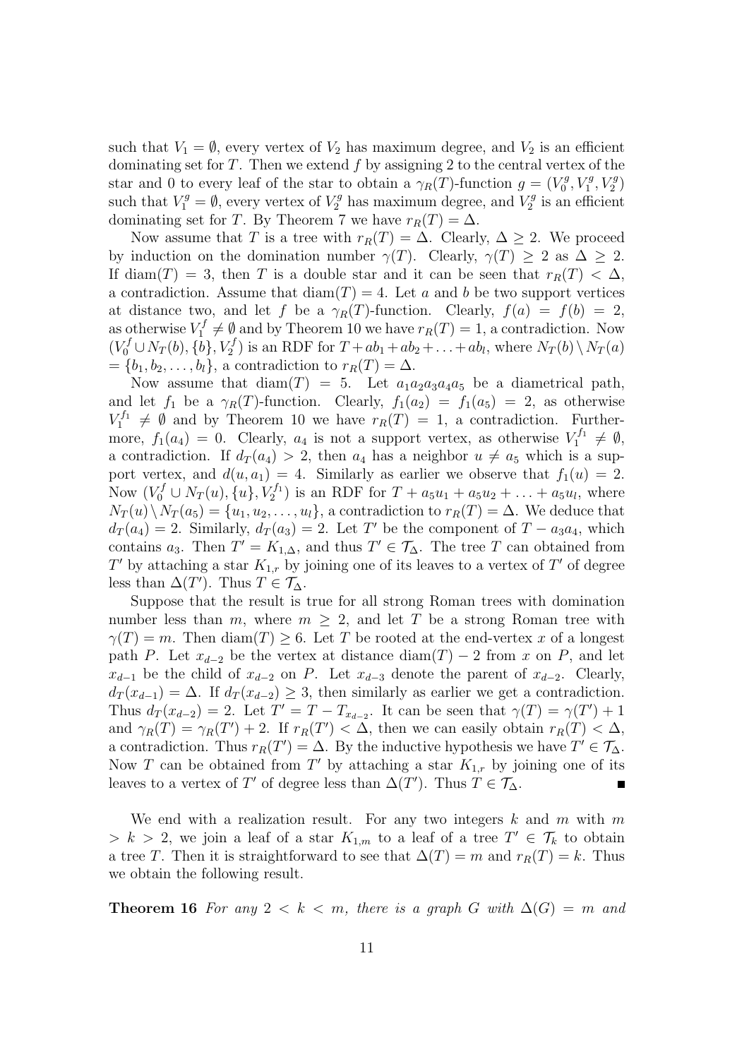such that $V_1 = \emptyset$, every vertex of $V_2$ has maximum degree, and $V_2$ is an efficient dominating set for $T$. Then we extend $f$ by assigning 2 to the central vertex of the star and 0 to every leaf of the star to obtain a $\gamma_R(T)$-function $g = (V_0^g, V_1^g, V_2^g)$ such that $V_1^g = \emptyset$, every vertex of $V_2^g$ has maximum degree, and $V_2^g$ is an efficient dominating set for $T$. By Theorem 7 we have $r_R(T) = \Delta$.

Now assume that $T$ is a tree with $r_R(T) = \Delta$. Clearly, $\Delta \geq 2$. We proceed by induction on the domination number $\gamma(T)$. Clearly, $\gamma(T) \geq 2$ as $\Delta \geq 2$. If $\text{diam}(T) = 3$, then $T$ is a double star and it can be seen that $r_R(T) < \Delta$, a contradiction. Assume that $\text{diam}(T) = 4$. Let $a$ and $b$ be two support vertices at distance two, and let $f$ be a $\gamma_R(T)$-function. Clearly, $f(a) = f(b) = 2$, as otherwise $V_1^f \neq \emptyset$ and by Theorem 10 we have $r_R(T) = 1$, a contradiction. Now $(V_0^f \cup N_T(b), \{b\}, V_2^f)$ is an RDF for $T + ab_1 + ab_2 + \ldots + ab_l$, where $N_T(b) \setminus N_T(a) = \{b_1, b_2, \ldots, b_l\}$, a contradiction to $r_R(T) = \Delta$.

Now assume that $\text{diam}(T) = 5$. Let $a_1a_2a_3a_4a_5$ be a diametrical path, and let $f_1$ be a $\gamma_R(T)$-function. Clearly, $f_1(a_2) = f_1(a_5) = 2$, as otherwise $V_1^{f_1} \neq \emptyset$ and by Theorem 10 we have $r_R(T) = 1$, a contradiction. Furthermore, $f_1(a_4) = 0$. Clearly, $a_4$ is not a support vertex, as otherwise $V_1^{f_1} \neq \emptyset$, a contradiction. If $d_T(a_4) > 2$, then $a_4$ has a neighbor $u \neq a_5$ which is a support vertex, and $d(u, a_1) = 4$. Similarly as earlier we observe that $f_1(u) = 2$. Now $(V_0^f \cup N_T(u), \{u\}, V_2^{f_1})$ is an RDF for $T + a_5u_1 + a_5u_2 + \ldots + a_5u_l$, where $N_T(u) \setminus N_T(a_5) = \{u_1, u_2, \ldots, u_l\}$, a contradiction to $r_R(T) = \Delta$. We deduce that $d_T(a_4) = 2$. Similarly, $d_T(a_3) = 2$. Let $T'$ be the component of $T - a_3a_4$, which contains $a_3$. Then $T' = K_{1,\Delta}$, and thus $T' \in \mathcal{T}_\Delta$. The tree $T$ can obtained from $T'$ by attaching a star $K_{1,r}$ by joining one of its leaves to a vertex of $T'$ of degree less than $\Delta(T')$. Thus $T \in \mathcal{T}_\Delta$.

Suppose that the result is true for all strong Roman trees with domination number less than $m$, where $m \geq 2$, and let $T$ be a strong Roman tree with $\gamma(T) = m$. Then $\text{diam}(T) \geq 6$. Let $T$ be rooted at the end-vertex $x$ of a longest path $P$. Let $x_{d-2}$ be the vertex at distance $\text{diam}(T) - 2$ from $x$ on $P$, and let $x_{d-1}$ be the child of $x_{d-2}$ on $P$. Let $x_{d-3}$ denote the parent of $x_{d-2}$. Clearly, $d_T(x_{d-1}) = \Delta$. If $d_T(x_{d-2}) \geq 3$, then similarly as earlier we get a contradiction. Thus $d_T(x_{d-2}) = 2$. Let $T' = T - T_{x_{d-2}}$. It can be seen that $\gamma(T) = \gamma(T') + 1$ and $\gamma_R(T) = \gamma_R(T') + 2$. If $r_R(T') < \Delta$, then we can easily obtain $r_R(T) < \Delta$, a contradiction. Thus $r_R(T') = \Delta$. By the inductive hypothesis we have $T' \in \mathcal{T}_\Delta$. Now $T$ can be obtained from $T'$ by attaching a star $K_{1,r}$ by joining one of its leaves to a vertex of $T'$ of degree less than $\Delta(T')$. Thus $T \in \mathcal{T}_\Delta$. ∎

We end with a realization result. For any two integers $k$ and $m$ with $m > k > 2$, we join a leaf of a star $K_{1,m}$ to a leaf of a tree $T' \in \mathcal{T}_k$ to obtain a tree $T$. Then it is straightforward to see that $\Delta(T) = m$ and $r_R(T) = k$. Thus we obtain the following result.

**Theorem 16** *For any $2 < k < m$, there is a graph $G$ with $\Delta(G) = m$ and*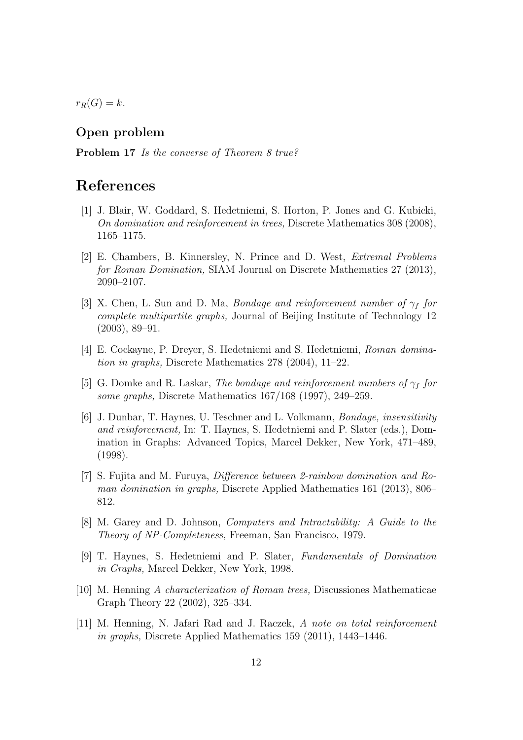$r_R(G) = k$.

### Open problem

**Problem 17** *Is the converse of Theorem 8 true?*

## References

[1] J. Blair, W. Goddard, S. Hedetniemi, S. Horton, P. Jones and G. Kubicki, *On domination and reinforcement in trees,* Discrete Mathematics 308 (2008), 1165–1175.

[2] E. Chambers, B. Kinnersley, N. Prince and D. West, *Extremal Problems for Roman Domination,* SIAM Journal on Discrete Mathematics 27 (2013), 2090–2107.

[3] X. Chen, L. Sun and D. Ma, *Bondage and reinforcement number of $\gamma_f$ for complete multipartite graphs,* Journal of Beijing Institute of Technology 12 (2003), 89–91.

[4] E. Cockayne, P. Dreyer, S. Hedetniemi and S. Hedetniemi, *Roman domination in graphs,* Discrete Mathematics 278 (2004), 11–22.

[5] G. Domke and R. Laskar, *The bondage and reinforcement numbers of $\gamma_f$ for some graphs,* Discrete Mathematics 167/168 (1997), 249–259.

[6] J. Dunbar, T. Haynes, U. Teschner and L. Volkmann, *Bondage, insensitivity and reinforcement,* In: T. Haynes, S. Hedetniemi and P. Slater (eds.), Domination in Graphs: Advanced Topics, Marcel Dekker, New York, 471–489, (1998).

[7] S. Fujita and M. Furuya, *Difference between 2-rainbow domination and Roman domination in graphs,* Discrete Applied Mathematics 161 (2013), 806–812.

[8] M. Garey and D. Johnson, *Computers and Intractability: A Guide to the Theory of NP-Completeness,* Freeman, San Francisco, 1979.

[9] T. Haynes, S. Hedetniemi and P. Slater, *Fundamentals of Domination in Graphs,* Marcel Dekker, New York, 1998.

[10] M. Henning *A characterization of Roman trees,* Discussiones Mathematicae Graph Theory 22 (2002), 325–334.

[11] M. Henning, N. Jafari Rad and J. Raczek, *A note on total reinforcement in graphs,* Discrete Applied Mathematics 159 (2011), 1443–1446.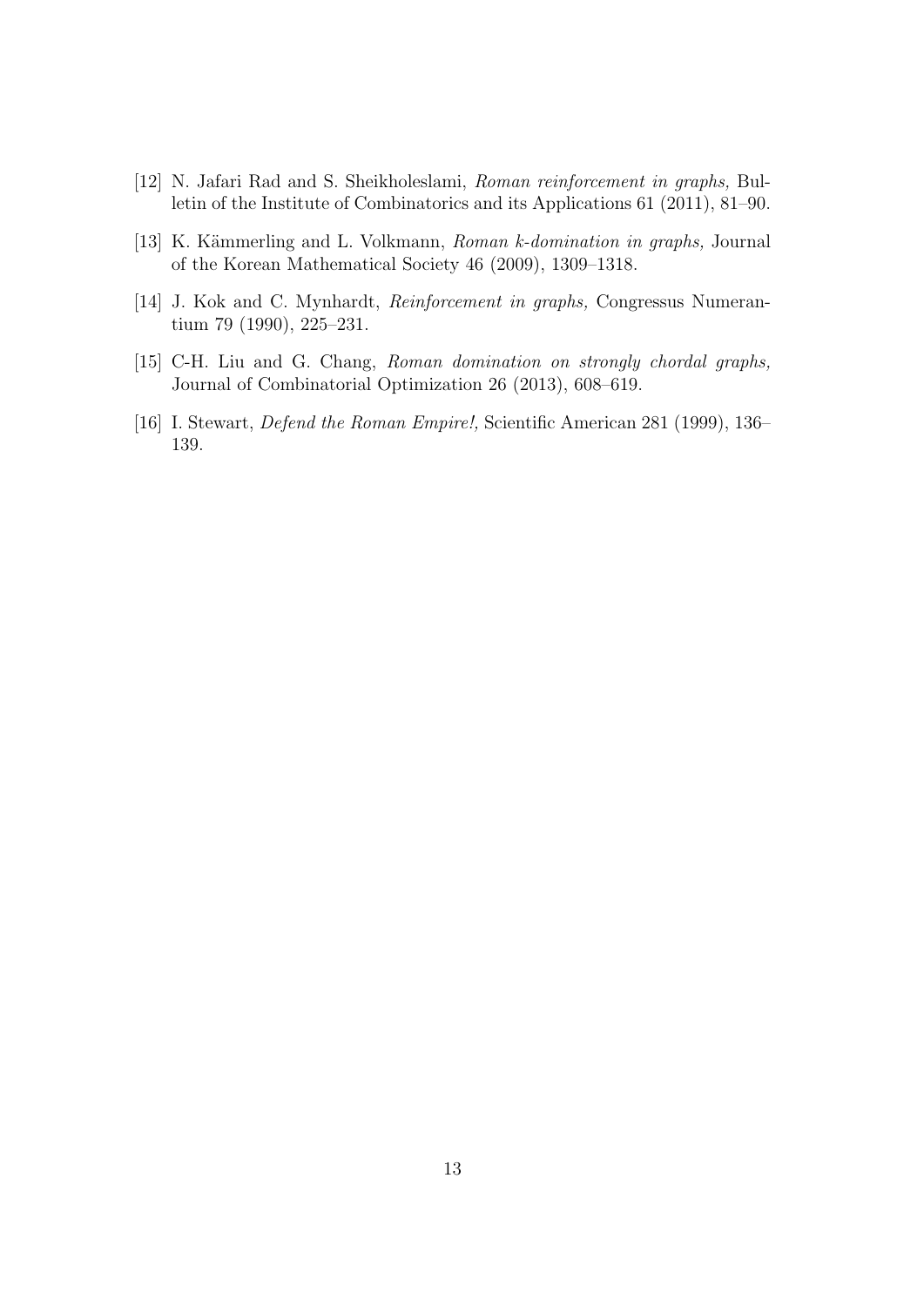[12] N. Jafari Rad and S. Sheikholeslami, *Roman reinforcement in graphs,* Bulletin of the Institute of Combinatorics and its Applications 61 (2011), 81–90.

[13] K. Kämmerling and L. Volkmann, *Roman k-domination in graphs,* Journal of the Korean Mathematical Society 46 (2009), 1309–1318.

[14] J. Kok and C. Mynhardt, *Reinforcement in graphs,* Congressus Numerantium 79 (1990), 225–231.

[15] C-H. Liu and G. Chang, *Roman domination on strongly chordal graphs,* Journal of Combinatorial Optimization 26 (2013), 608–619.

[16] I. Stewart, *Defend the Roman Empire!,* Scientific American 281 (1999), 136–139.